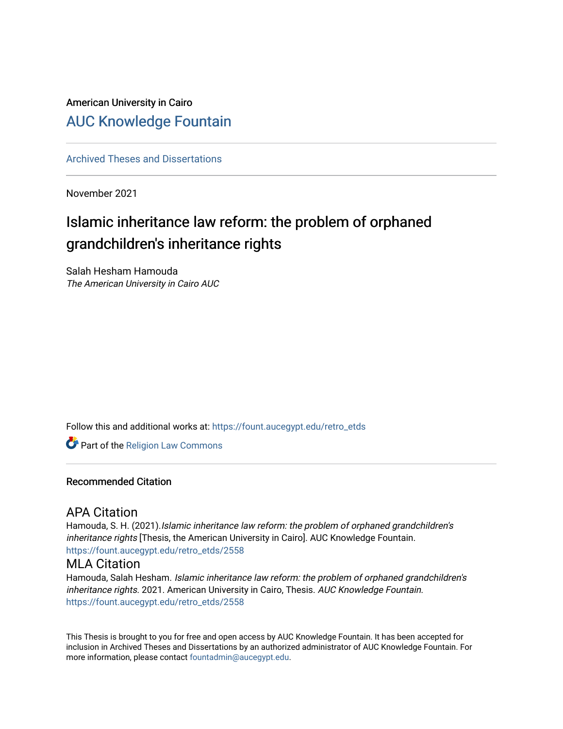American University in Cairo

# AUC Knowledge Fountain

Archived Theses and Dissertations

November 2021

## Islamic inheritance law reform: the problem of orphaned grandchildren's inheritance rights

Salah Hesham Hamouda
*The American University in Cairo AUC*

Follow this and additional works at: https://fount.aucegypt.edu/retro_etds

Part of the Religion Law Commons

### Recommended Citation

#### APA Citation

Hamouda, S. H. (2021). *Islamic inheritance law reform: the problem of orphaned grandchildren's inheritance rights* [Thesis, the American University in Cairo]. AUC Knowledge Fountain.
https://fount.aucegypt.edu/retro_etds/2558

#### MLA Citation

Hamouda, Salah Hesham. *Islamic inheritance law reform: the problem of orphaned grandchildren's inheritance rights.* 2021. American University in Cairo, Thesis. *AUC Knowledge Fountain.*
https://fount.aucegypt.edu/retro_etds/2558

This Thesis is brought to you for free and open access by AUC Knowledge Fountain. It has been accepted for inclusion in Archived Theses and Dissertations by an authorized administrator of AUC Knowledge Fountain. For more information, please contact fountadmin@aucegypt.edu.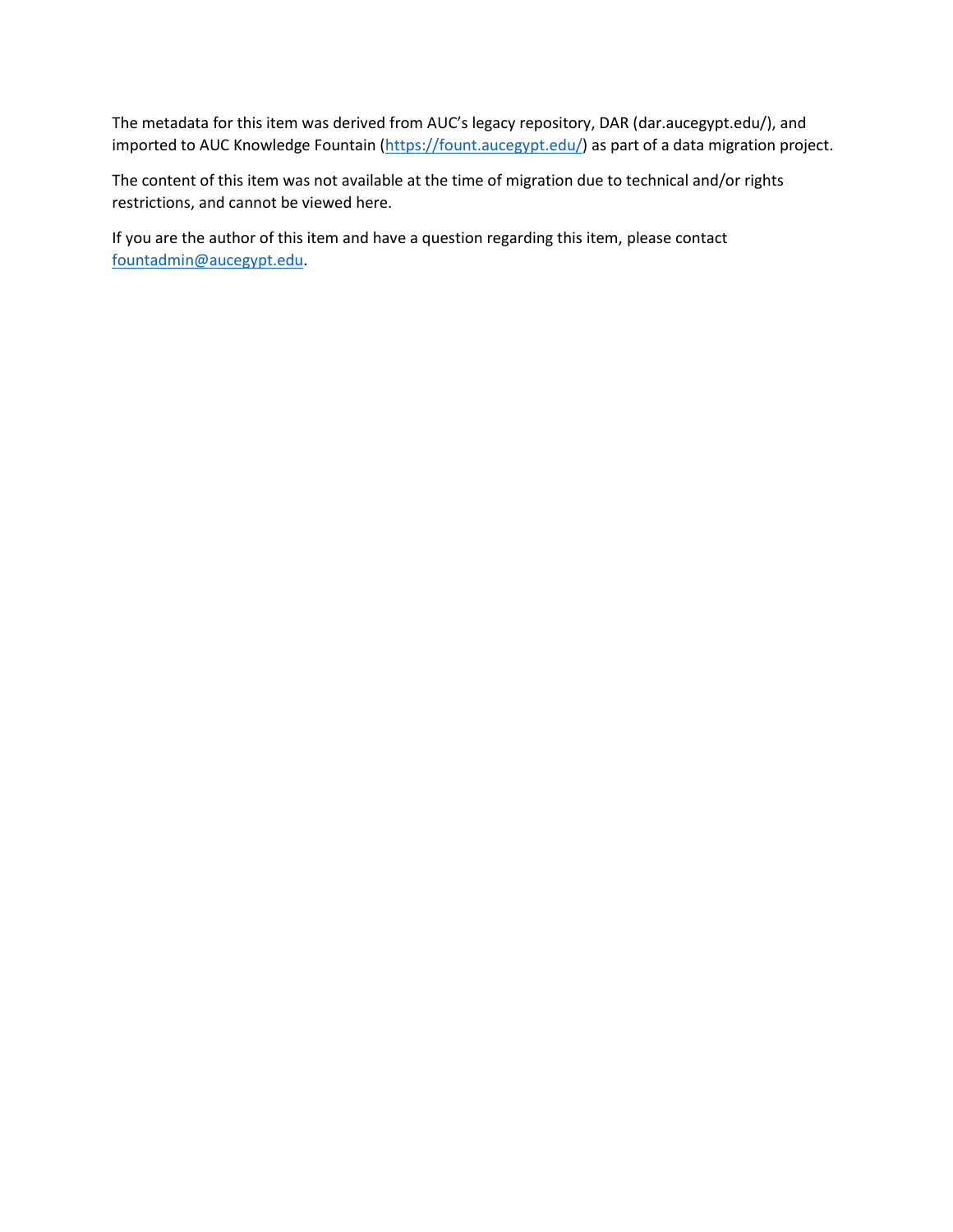The metadata for this item was derived from AUC's legacy repository, DAR (dar.aucegypt.edu/), and imported to AUC Knowledge Fountain (https://fount.aucegypt.edu/) as part of a data migration project.

The content of this item was not available at the time of migration due to technical and/or rights restrictions, and cannot be viewed here.

If you are the author of this item and have a question regarding this item, please contact fountadmin@aucegypt.edu.